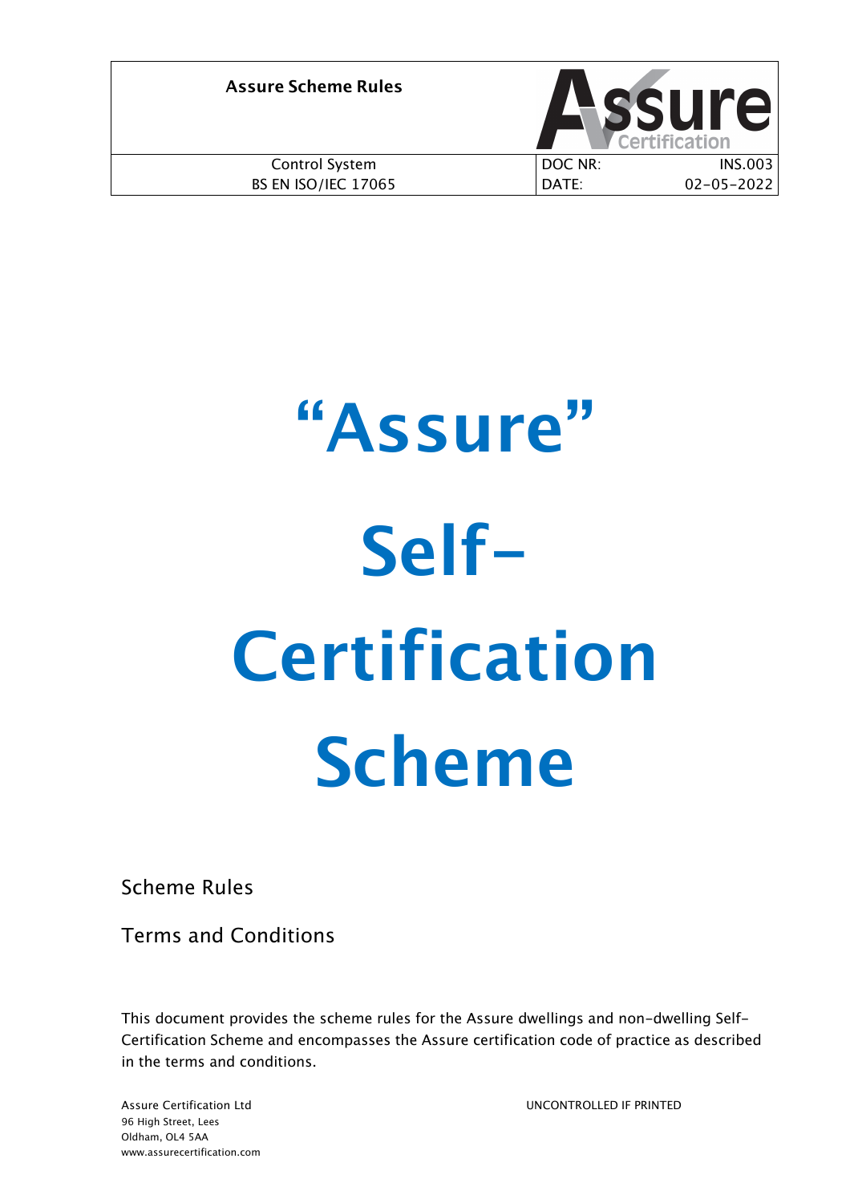| Assure Scheme Rules | |
|---|---|
| Control System<br>BS EN ISO/IEC 17065 | DOC NR: INS.003<br>DATE: 02-05-2022 |

# "Assure" Self-Certification Scheme

Scheme Rules

Terms and Conditions

This document provides the scheme rules for the Assure dwellings and non-dwelling Self-Certification Scheme and encompasses the Assure certification code of practice as described in the terms and conditions.

Assure Certification Ltd
96 High Street, Lees
Oldham, OL4 5AA
www.assurecertification.com

UNCONTROLLED IF PRINTED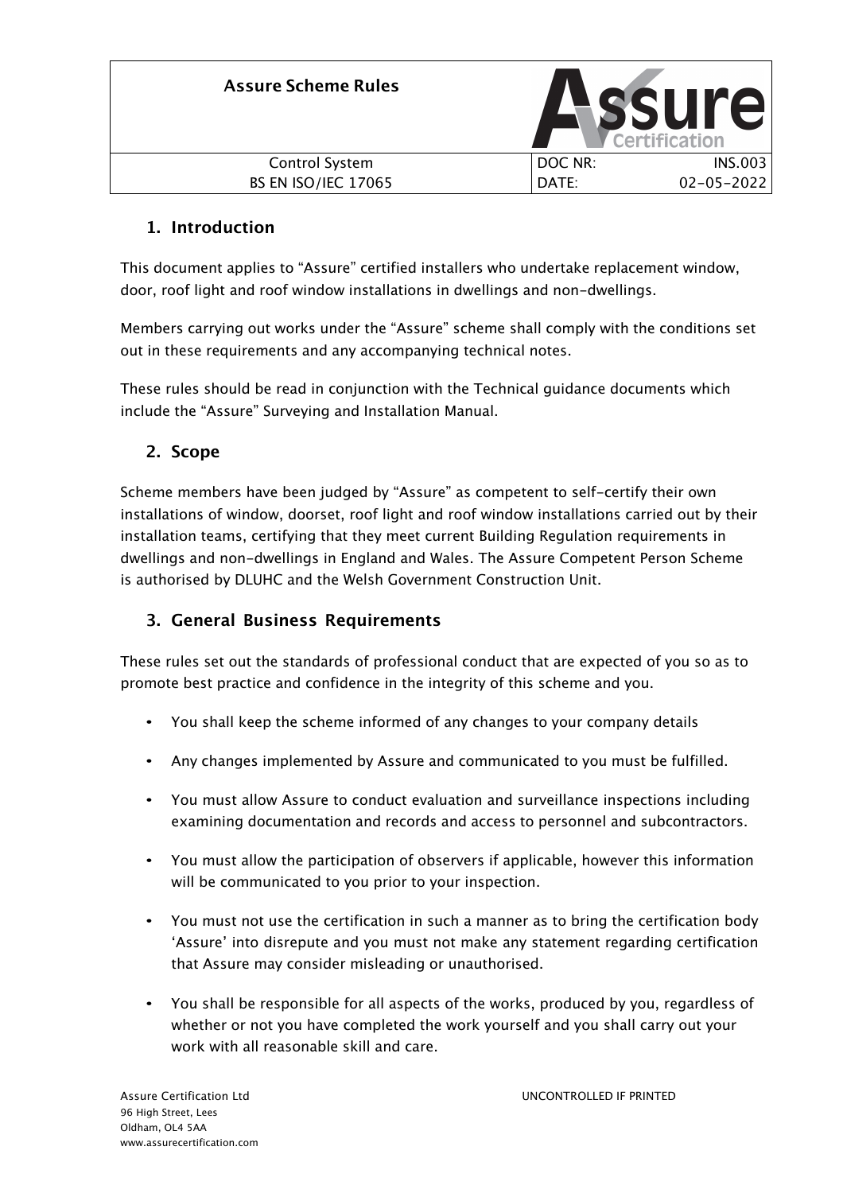## 1. Introduction

This document applies to "Assure" certified installers who undertake replacement window, door, roof light and roof window installations in dwellings and non-dwellings.

Members carrying out works under the "Assure" scheme shall comply with the conditions set out in these requirements and any accompanying technical notes.

These rules should be read in conjunction with the Technical guidance documents which include the "Assure" Surveying and Installation Manual.

## 2. Scope

Scheme members have been judged by "Assure" as competent to self-certify their own installations of window, doorset, roof light and roof window installations carried out by their installation teams, certifying that they meet current Building Regulation requirements in dwellings and non-dwellings in England and Wales. The Assure Competent Person Scheme is authorised by DLUHC and the Welsh Government Construction Unit.

## 3. General Business Requirements

These rules set out the standards of professional conduct that are expected of you so as to promote best practice and confidence in the integrity of this scheme and you.

- You shall keep the scheme informed of any changes to your company details
- Any changes implemented by Assure and communicated to you must be fulfilled.
- You must allow Assure to conduct evaluation and surveillance inspections including examining documentation and records and access to personnel and subcontractors.
- You must allow the participation of observers if applicable, however this information will be communicated to you prior to your inspection.
- You must not use the certification in such a manner as to bring the certification body 'Assure' into disrepute and you must not make any statement regarding certification that Assure may consider misleading or unauthorised.
- You shall be responsible for all aspects of the works, produced by you, regardless of whether or not you have completed the work yourself and you shall carry out your work with all reasonable skill and care.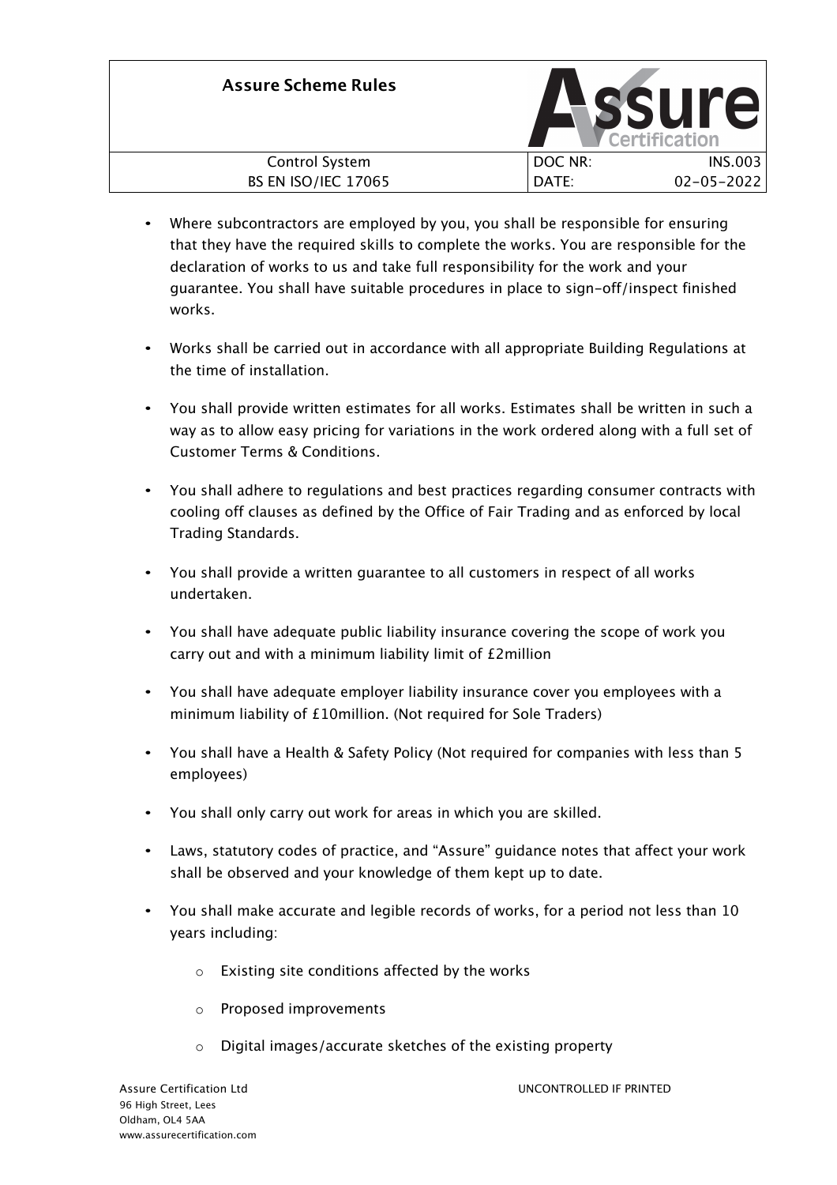- Where subcontractors are employed by you, you shall be responsible for ensuring that they have the required skills to complete the works. You are responsible for the declaration of works to us and take full responsibility for the work and your guarantee. You shall have suitable procedures in place to sign-off/inspect finished works.
- Works shall be carried out in accordance with all appropriate Building Regulations at the time of installation.
- You shall provide written estimates for all works. Estimates shall be written in such a way as to allow easy pricing for variations in the work ordered along with a full set of Customer Terms & Conditions.
- You shall adhere to regulations and best practices regarding consumer contracts with cooling off clauses as defined by the Office of Fair Trading and as enforced by local Trading Standards.
- You shall provide a written guarantee to all customers in respect of all works undertaken.
- You shall have adequate public liability insurance covering the scope of work you carry out and with a minimum liability limit of £2million
- You shall have adequate employer liability insurance cover you employees with a minimum liability of £10million. (Not required for Sole Traders)
- You shall have a Health & Safety Policy (Not required for companies with less than 5 employees)
- You shall only carry out work for areas in which you are skilled.
- Laws, statutory codes of practice, and "Assure" guidance notes that affect your work shall be observed and your knowledge of them kept up to date.
- You shall make accurate and legible records of works, for a period not less than 10 years including:
  - Existing site conditions affected by the works
  - Proposed improvements
  - Digital images/accurate sketches of the existing property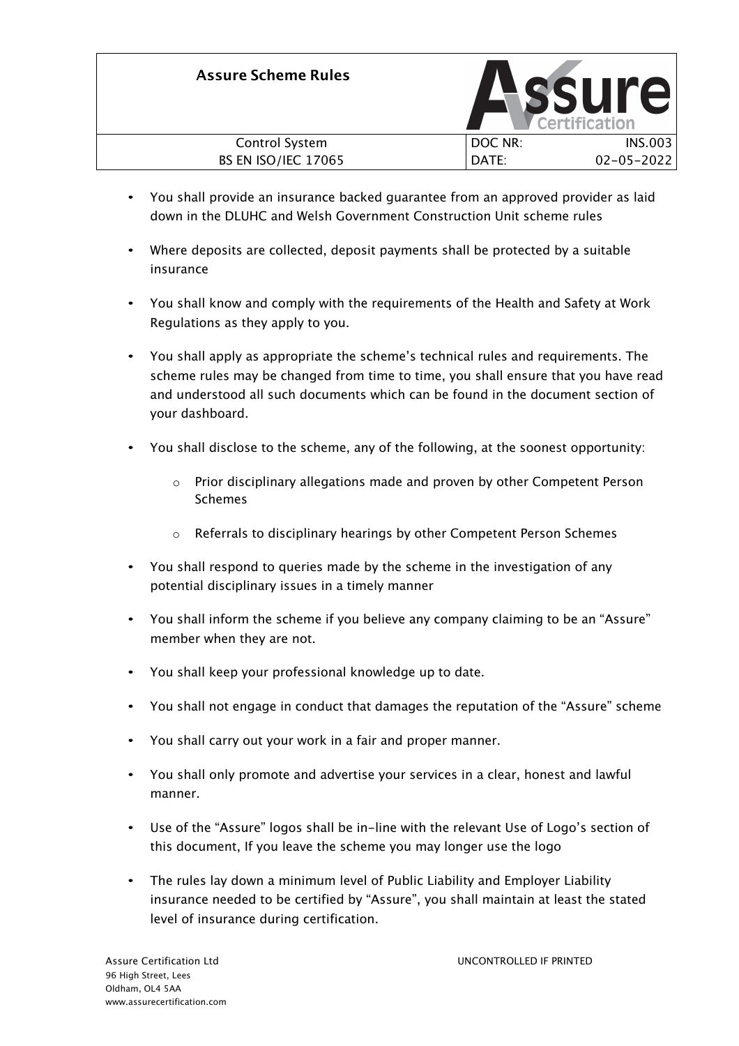- You shall provide an insurance backed guarantee from an approved provider as laid down in the DLUHC and Welsh Government Construction Unit scheme rules

- Where deposits are collected, deposit payments shall be protected by a suitable insurance

- You shall know and comply with the requirements of the Health and Safety at Work Regulations as they apply to you.

- You shall apply as appropriate the scheme's technical rules and requirements. The scheme rules may be changed from time to time, you shall ensure that you have read and understood all such documents which can be found in the document section of your dashboard.

- You shall disclose to the scheme, any of the following, at the soonest opportunity:

  - Prior disciplinary allegations made and proven by other Competent Person Schemes

  - Referrals to disciplinary hearings by other Competent Person Schemes

- You shall respond to queries made by the scheme in the investigation of any potential disciplinary issues in a timely manner

- You shall inform the scheme if you believe any company claiming to be an "Assure" member when they are not.

- You shall keep your professional knowledge up to date.

- You shall not engage in conduct that damages the reputation of the "Assure" scheme

- You shall carry out your work in a fair and proper manner.

- You shall only promote and advertise your services in a clear, honest and lawful manner.

- Use of the "Assure" logos shall be in-line with the relevant Use of Logo's section of this document, If you leave the scheme you may longer use the logo

- The rules lay down a minimum level of Public Liability and Employer Liability insurance needed to be certified by "Assure", you shall maintain at least the stated level of insurance during certification.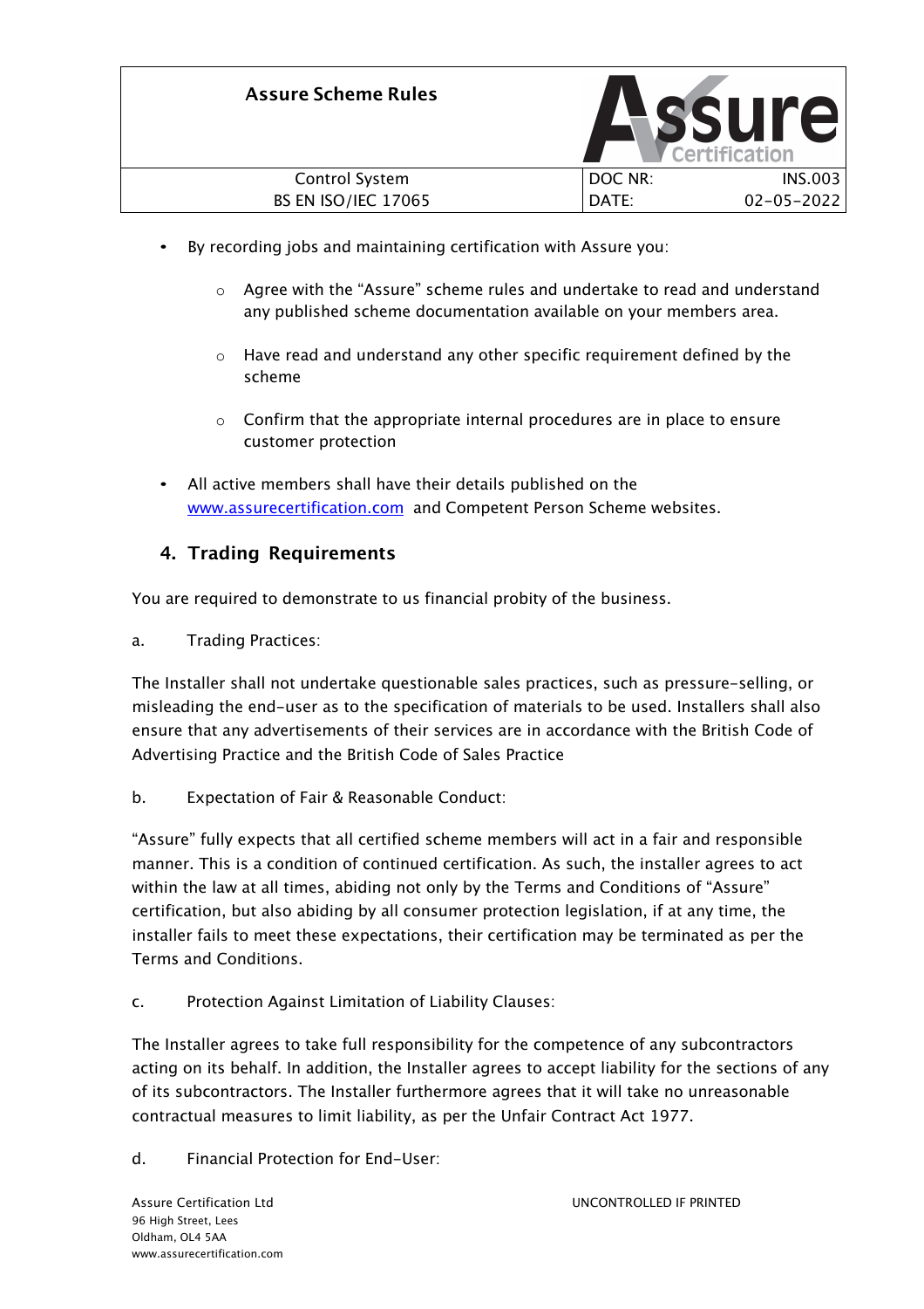- By recording jobs and maintaining certification with Assure you:
    - Agree with the "Assure" scheme rules and undertake to read and understand any published scheme documentation available on your members area.
    - Have read and understand any other specific requirement defined by the scheme
    - Confirm that the appropriate internal procedures are in place to ensure customer protection
- All active members shall have their details published on the www.assurecertification.com and Competent Person Scheme websites.

## 4. Trading Requirements

You are required to demonstrate to us financial probity of the business.

a. Trading Practices:

The Installer shall not undertake questionable sales practices, such as pressure-selling, or misleading the end-user as to the specification of materials to be used. Installers shall also ensure that any advertisements of their services are in accordance with the British Code of Advertising Practice and the British Code of Sales Practice

b. Expectation of Fair & Reasonable Conduct:

"Assure" fully expects that all certified scheme members will act in a fair and responsible manner. This is a condition of continued certification. As such, the installer agrees to act within the law at all times, abiding not only by the Terms and Conditions of "Assure" certification, but also abiding by all consumer protection legislation, if at any time, the installer fails to meet these expectations, their certification may be terminated as per the Terms and Conditions.

c. Protection Against Limitation of Liability Clauses:

The Installer agrees to take full responsibility for the competence of any subcontractors acting on its behalf. In addition, the Installer agrees to accept liability for the sections of any of its subcontractors. The Installer furthermore agrees that it will take no unreasonable contractual measures to limit liability, as per the Unfair Contract Act 1977.

d. Financial Protection for End-User: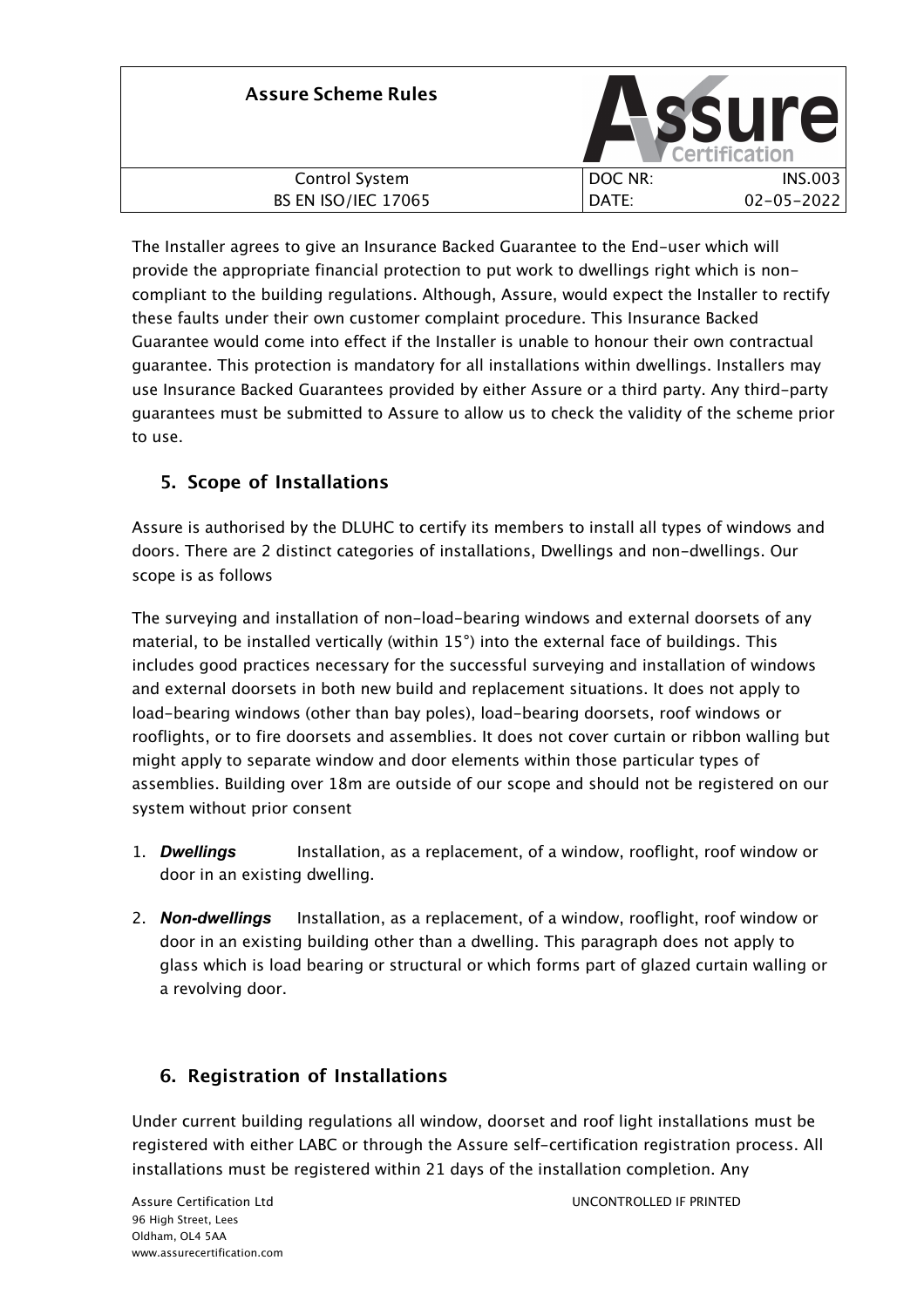The Installer agrees to give an Insurance Backed Guarantee to the End-user which will provide the appropriate financial protection to put work to dwellings right which is non-compliant to the building regulations. Although, Assure, would expect the Installer to rectify these faults under their own customer complaint procedure. This Insurance Backed Guarantee would come into effect if the Installer is unable to honour their own contractual guarantee. This protection is mandatory for all installations within dwellings. Installers may use Insurance Backed Guarantees provided by either Assure or a third party. Any third-party guarantees must be submitted to Assure to allow us to check the validity of the scheme prior to use.

## 5. Scope of Installations

Assure is authorised by the DLUHC to certify its members to install all types of windows and doors. There are 2 distinct categories of installations, Dwellings and non-dwellings. Our scope is as follows

The surveying and installation of non-load-bearing windows and external doorsets of any material, to be installed vertically (within 15°) into the external face of buildings. This includes good practices necessary for the successful surveying and installation of windows and external doorsets in both new build and replacement situations. It does not apply to load-bearing windows (other than bay poles), load-bearing doorsets, roof windows or rooflights, or to fire doorsets and assemblies. It does not cover curtain or ribbon walling but might apply to separate window and door elements within those particular types of assemblies. Building over 18m are outside of our scope and should not be registered on our system without prior consent

1. ***Dwellings*** Installation, as a replacement, of a window, rooflight, roof window or door in an existing dwelling.
2. ***Non-dwellings*** Installation, as a replacement, of a window, rooflight, roof window or door in an existing building other than a dwelling. This paragraph does not apply to glass which is load bearing or structural or which forms part of glazed curtain walling or a revolving door.

## 6. Registration of Installations

Under current building regulations all window, doorset and roof light installations must be registered with either LABC or through the Assure self-certification registration process. All installations must be registered within 21 days of the installation completion. Any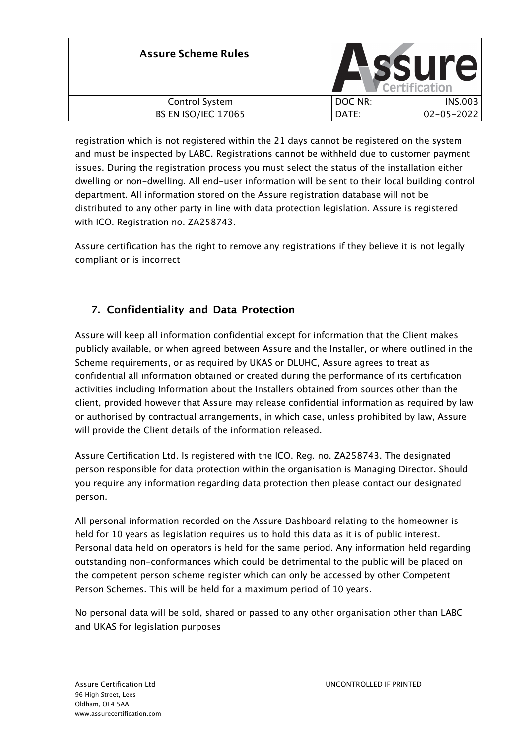registration which is not registered within the 21 days cannot be registered on the system and must be inspected by LABC. Registrations cannot be withheld due to customer payment issues. During the registration process you must select the status of the installation either dwelling or non-dwelling. All end-user information will be sent to their local building control department. All information stored on the Assure registration database will not be distributed to any other party in line with data protection legislation. Assure is registered with ICO. Registration no. ZA258743.

Assure certification has the right to remove any registrations if they believe it is not legally compliant or is incorrect

## 7. Confidentiality and Data Protection

Assure will keep all information confidential except for information that the Client makes publicly available, or when agreed between Assure and the Installer, or where outlined in the Scheme requirements, or as required by UKAS or DLUHC, Assure agrees to treat as confidential all information obtained or created during the performance of its certification activities including Information about the Installers obtained from sources other than the client, provided however that Assure may release confidential information as required by law or authorised by contractual arrangements, in which case, unless prohibited by law, Assure will provide the Client details of the information released.

Assure Certification Ltd. Is registered with the ICO. Reg. no. ZA258743. The designated person responsible for data protection within the organisation is Managing Director. Should you require any information regarding data protection then please contact our designated person.

All personal information recorded on the Assure Dashboard relating to the homeowner is held for 10 years as legislation requires us to hold this data as it is of public interest. Personal data held on operators is held for the same period. Any information held regarding outstanding non-conformances which could be detrimental to the public will be placed on the competent person scheme register which can only be accessed by other Competent Person Schemes. This will be held for a maximum period of 10 years.

No personal data will be sold, shared or passed to any other organisation other than LABC and UKAS for legislation purposes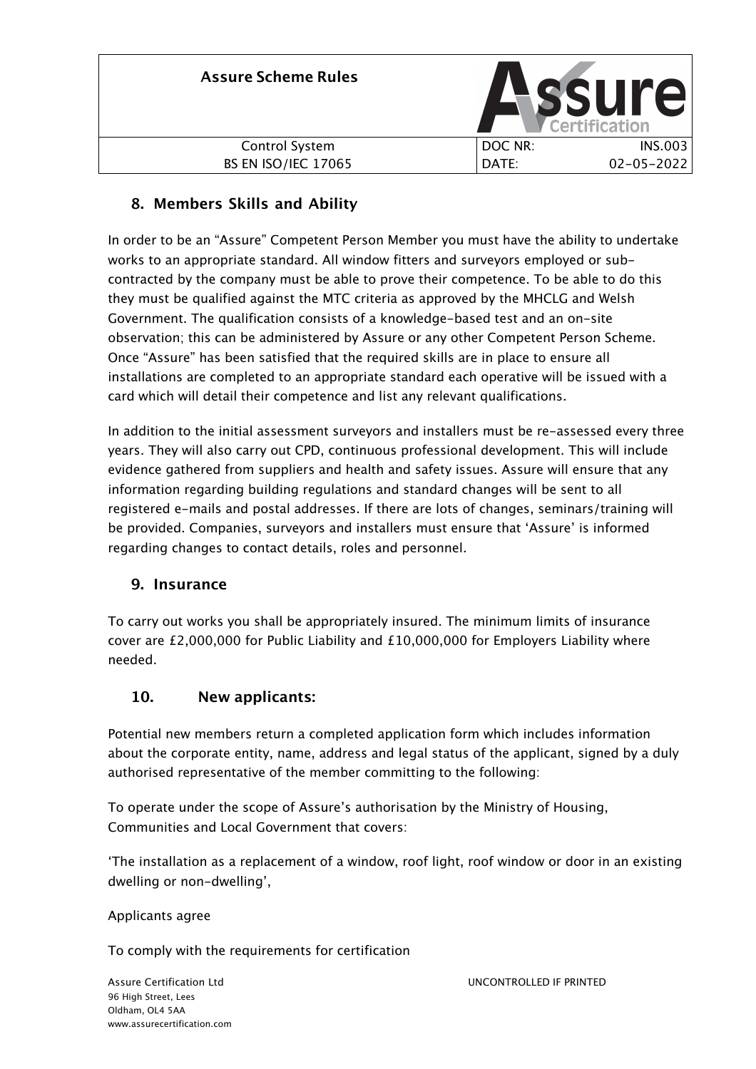## 8. Members Skills and Ability

In order to be an "Assure" Competent Person Member you must have the ability to undertake works to an appropriate standard. All window fitters and surveyors employed or sub-contracted by the company must be able to prove their competence. To be able to do this they must be qualified against the MTC criteria as approved by the MHCLG and Welsh Government. The qualification consists of a knowledge-based test and an on-site observation; this can be administered by Assure or any other Competent Person Scheme. Once "Assure" has been satisfied that the required skills are in place to ensure all installations are completed to an appropriate standard each operative will be issued with a card which will detail their competence and list any relevant qualifications.

In addition to the initial assessment surveyors and installers must be re-assessed every three years. They will also carry out CPD, continuous professional development. This will include evidence gathered from suppliers and health and safety issues. Assure will ensure that any information regarding building regulations and standard changes will be sent to all registered e-mails and postal addresses. If there are lots of changes, seminars/training will be provided. Companies, surveyors and installers must ensure that 'Assure' is informed regarding changes to contact details, roles and personnel.

## 9. Insurance

To carry out works you shall be appropriately insured. The minimum limits of insurance cover are £2,000,000 for Public Liability and £10,000,000 for Employers Liability where needed.

## 10. New applicants:

Potential new members return a completed application form which includes information about the corporate entity, name, address and legal status of the applicant, signed by a duly authorised representative of the member committing to the following:

To operate under the scope of Assure's authorisation by the Ministry of Housing, Communities and Local Government that covers:

'The installation as a replacement of a window, roof light, roof window or door in an existing dwelling or non-dwelling',

Applicants agree

To comply with the requirements for certification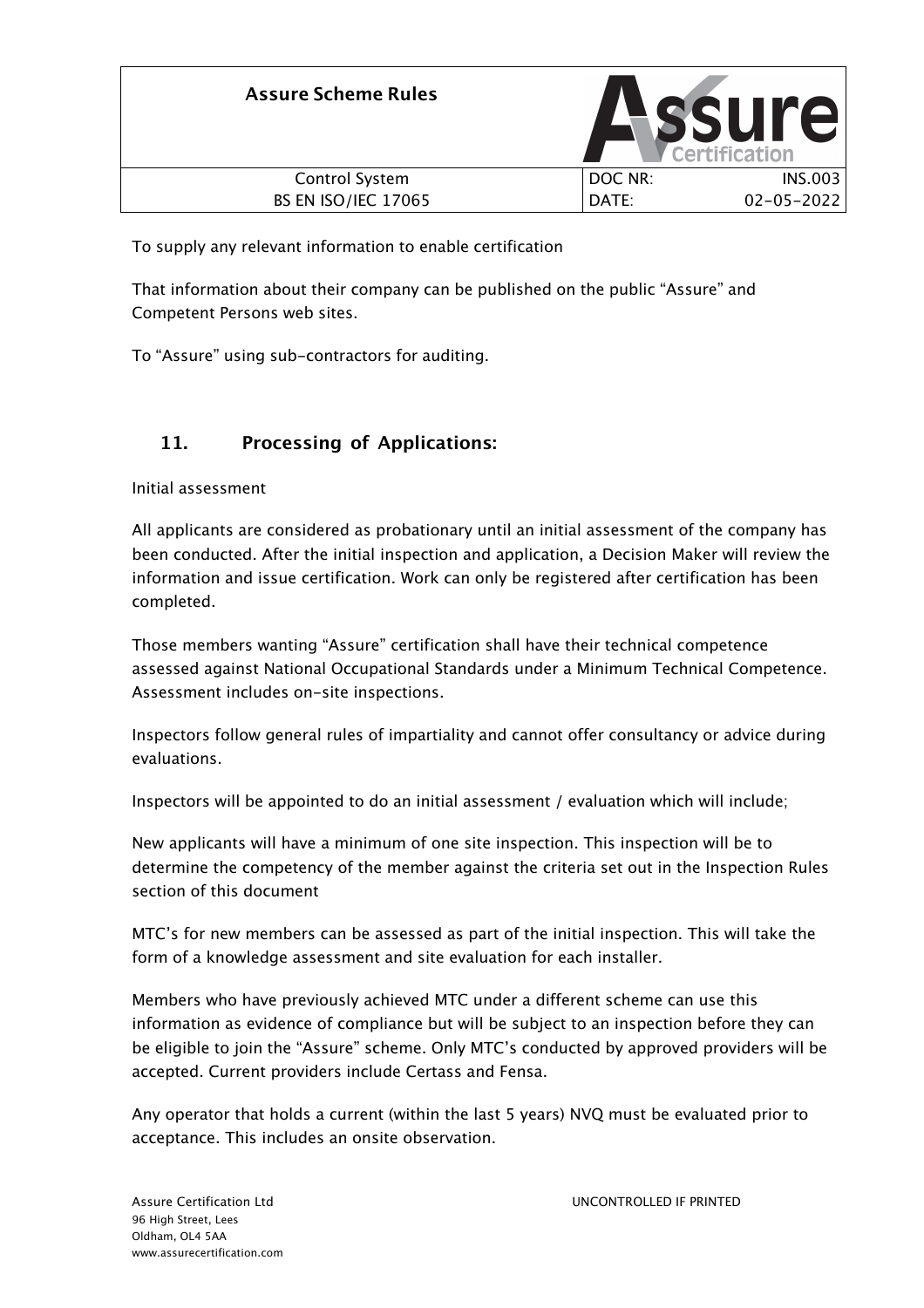To supply any relevant information to enable certification

That information about their company can be published on the public “Assure” and Competent Persons web sites.

To “Assure” using sub-contractors for auditing.

## 11. Processing of Applications:

Initial assessment

All applicants are considered as probationary until an initial assessment of the company has been conducted. After the initial inspection and application, a Decision Maker will review the information and issue certification. Work can only be registered after certification has been completed.

Those members wanting “Assure” certification shall have their technical competence assessed against National Occupational Standards under a Minimum Technical Competence. Assessment includes on-site inspections.

Inspectors follow general rules of impartiality and cannot offer consultancy or advice during evaluations.

Inspectors will be appointed to do an initial assessment / evaluation which will include;

New applicants will have a minimum of one site inspection. This inspection will be to determine the competency of the member against the criteria set out in the Inspection Rules section of this document

MTC’s for new members can be assessed as part of the initial inspection. This will take the form of a knowledge assessment and site evaluation for each installer.

Members who have previously achieved MTC under a different scheme can use this information as evidence of compliance but will be subject to an inspection before they can be eligible to join the “Assure” scheme. Only MTC’s conducted by approved providers will be accepted. Current providers include Certass and Fensa.

Any operator that holds a current (within the last 5 years) NVQ must be evaluated prior to acceptance. This includes an onsite observation.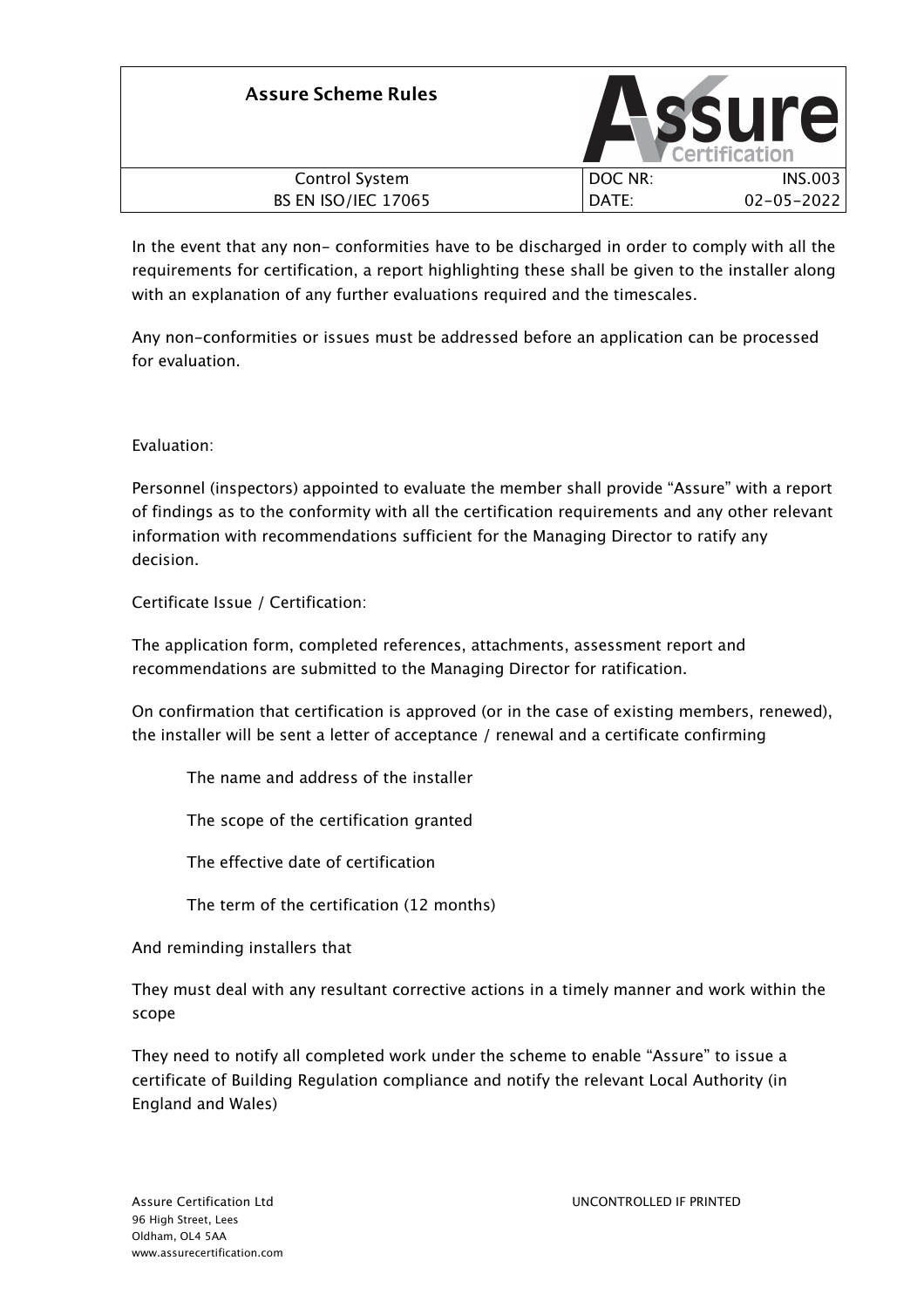In the event that any non- conformities have to be discharged in order to comply with all the requirements for certification, a report highlighting these shall be given to the installer along with an explanation of any further evaluations required and the timescales.

Any non-conformities or issues must be addressed before an application can be processed for evaluation.

Evaluation:

Personnel (inspectors) appointed to evaluate the member shall provide "Assure" with a report of findings as to the conformity with all the certification requirements and any other relevant information with recommendations sufficient for the Managing Director to ratify any decision.

Certificate Issue / Certification:

The application form, completed references, attachments, assessment report and recommendations are submitted to the Managing Director for ratification.

On confirmation that certification is approved (or in the case of existing members, renewed), the installer will be sent a letter of acceptance / renewal and a certificate confirming

The name and address of the installer

The scope of the certification granted

The effective date of certification

The term of the certification (12 months)

And reminding installers that

They must deal with any resultant corrective actions in a timely manner and work within the scope

They need to notify all completed work under the scheme to enable "Assure" to issue a certificate of Building Regulation compliance and notify the relevant Local Authority (in England and Wales)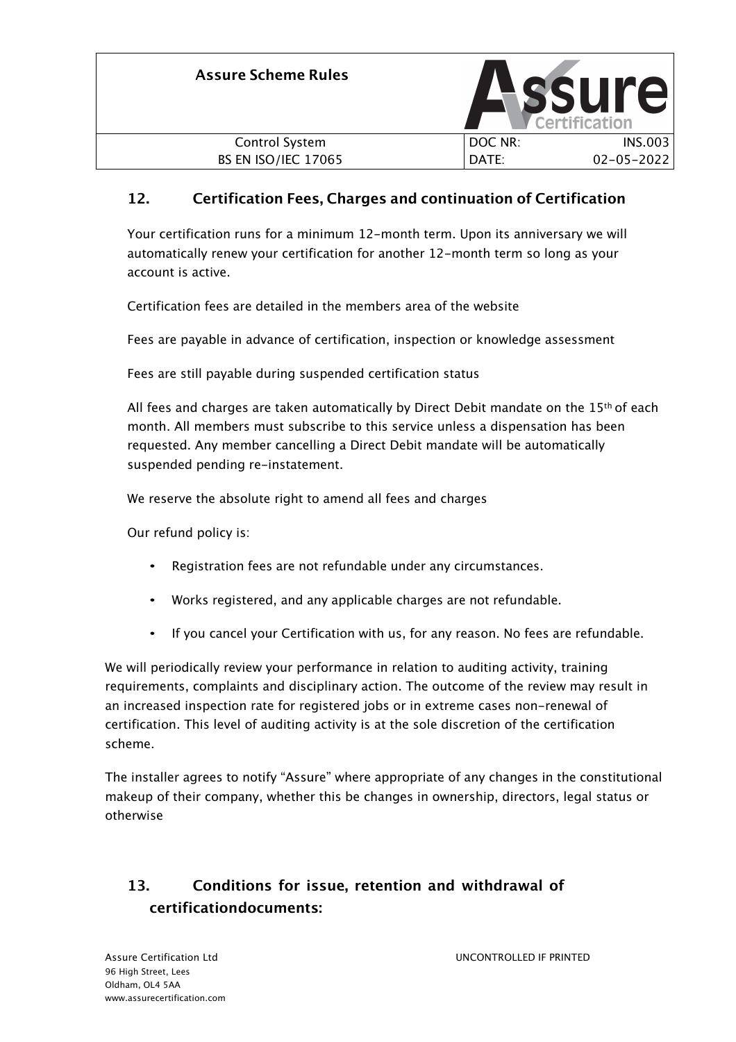## 12. Certification Fees, Charges and continuation of Certification

Your certification runs for a minimum 12-month term. Upon its anniversary we will automatically renew your certification for another 12-month term so long as your account is active.

Certification fees are detailed in the members area of the website

Fees are payable in advance of certification, inspection or knowledge assessment

Fees are still payable during suspended certification status

All fees and charges are taken automatically by Direct Debit mandate on the 15th of each month. All members must subscribe to this service unless a dispensation has been requested. Any member cancelling a Direct Debit mandate will be automatically suspended pending re-instatement.

We reserve the absolute right to amend all fees and charges

Our refund policy is:

- Registration fees are not refundable under any circumstances.
- Works registered, and any applicable charges are not refundable.
- If you cancel your Certification with us, for any reason. No fees are refundable.

We will periodically review your performance in relation to auditing activity, training requirements, complaints and disciplinary action. The outcome of the review may result in an increased inspection rate for registered jobs or in extreme cases non-renewal of certification. This level of auditing activity is at the sole discretion of the certification scheme.

The installer agrees to notify "Assure" where appropriate of any changes in the constitutional makeup of their company, whether this be changes in ownership, directors, legal status or otherwise

## 13. Conditions for issue, retention and withdrawal of certificationdocuments: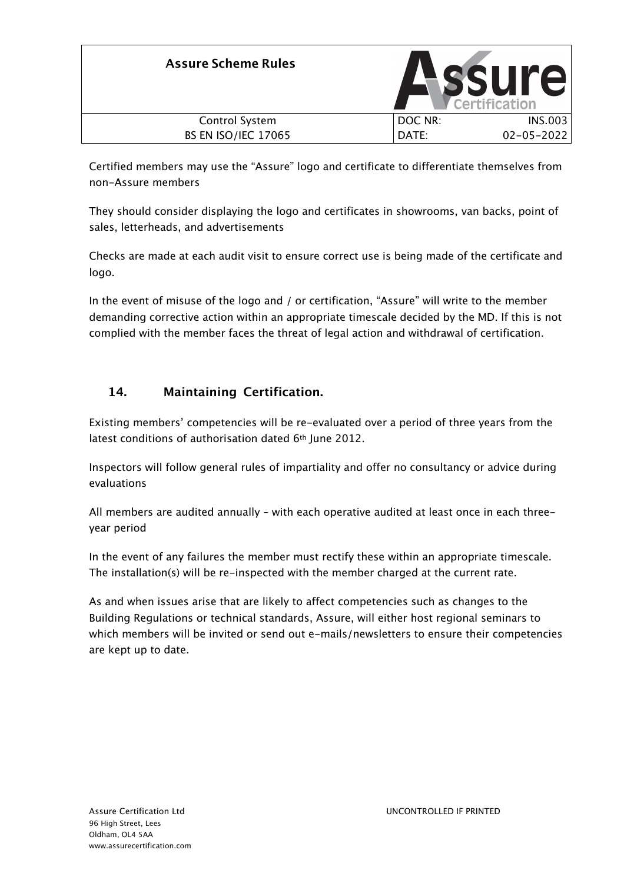Certified members may use the “Assure” logo and certificate to differentiate themselves from non-Assure members

They should consider displaying the logo and certificates in showrooms, van backs, point of sales, letterheads, and advertisements

Checks are made at each audit visit to ensure correct use is being made of the certificate and logo.

In the event of misuse of the logo and / or certification, “Assure” will write to the member demanding corrective action within an appropriate timescale decided by the MD. If this is not complied with the member faces the threat of legal action and withdrawal of certification.

## 14. Maintaining Certification.

Existing members’ competencies will be re-evaluated over a period of three years from the latest conditions of authorisation dated 6th June 2012.

Inspectors will follow general rules of impartiality and offer no consultancy or advice during evaluations

All members are audited annually – with each operative audited at least once in each three-year period

In the event of any failures the member must rectify these within an appropriate timescale. The installation(s) will be re-inspected with the member charged at the current rate.

As and when issues arise that are likely to affect competencies such as changes to the Building Regulations or technical standards, Assure, will either host regional seminars to which members will be invited or send out e-mails/newsletters to ensure their competencies are kept up to date.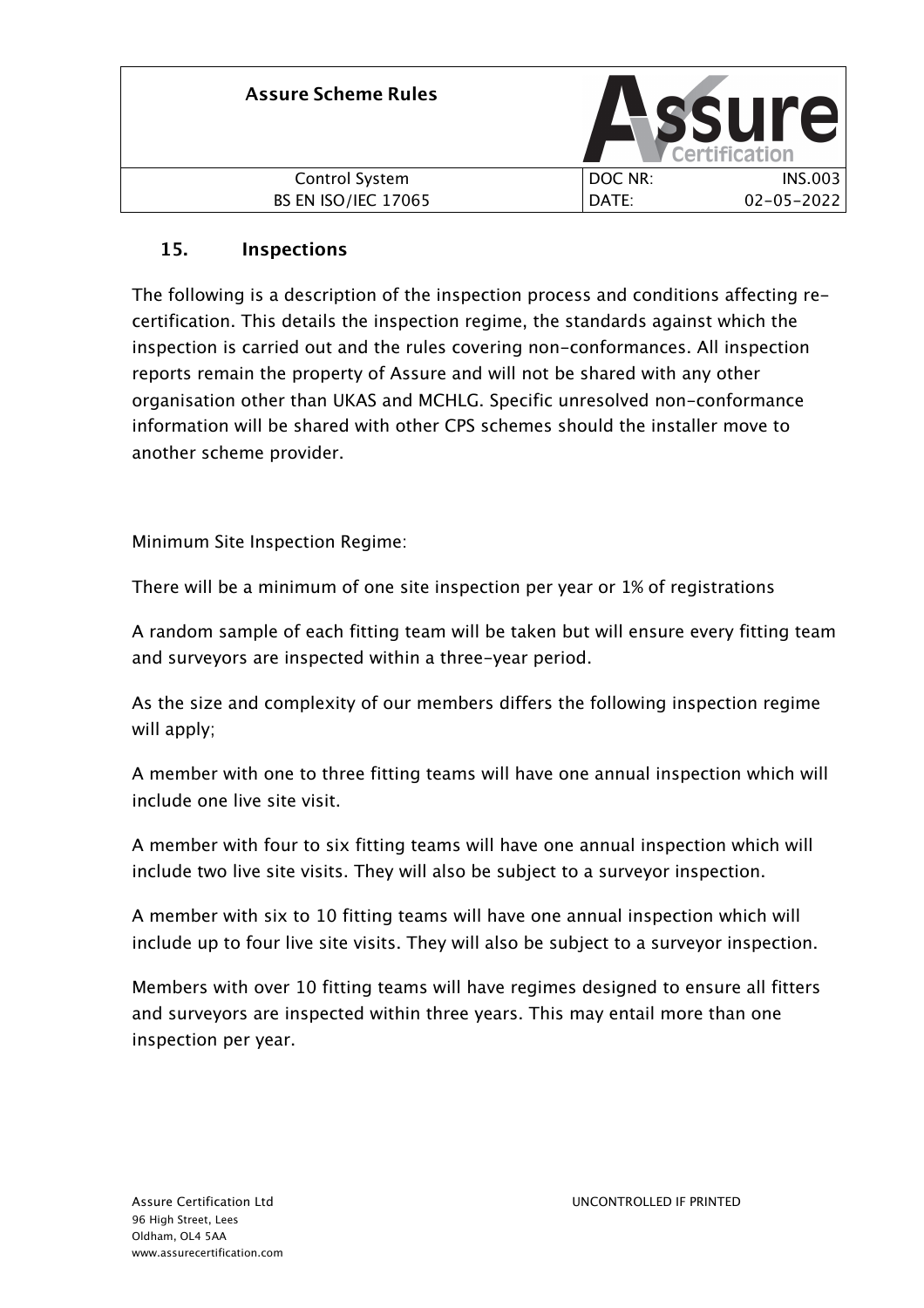## 15. Inspections

The following is a description of the inspection process and conditions affecting re-certification. This details the inspection regime, the standards against which the inspection is carried out and the rules covering non-conformances. All inspection reports remain the property of Assure and will not be shared with any other organisation other than UKAS and MCHLG. Specific unresolved non-conformance information will be shared with other CPS schemes should the installer move to another scheme provider.

Minimum Site Inspection Regime:

There will be a minimum of one site inspection per year or 1% of registrations

A random sample of each fitting team will be taken but will ensure every fitting team and surveyors are inspected within a three-year period.

As the size and complexity of our members differs the following inspection regime will apply;

A member with one to three fitting teams will have one annual inspection which will include one live site visit.

A member with four to six fitting teams will have one annual inspection which will include two live site visits. They will also be subject to a surveyor inspection.

A member with six to 10 fitting teams will have one annual inspection which will include up to four live site visits. They will also be subject to a surveyor inspection.

Members with over 10 fitting teams will have regimes designed to ensure all fitters and surveyors are inspected within three years. This may entail more than one inspection per year.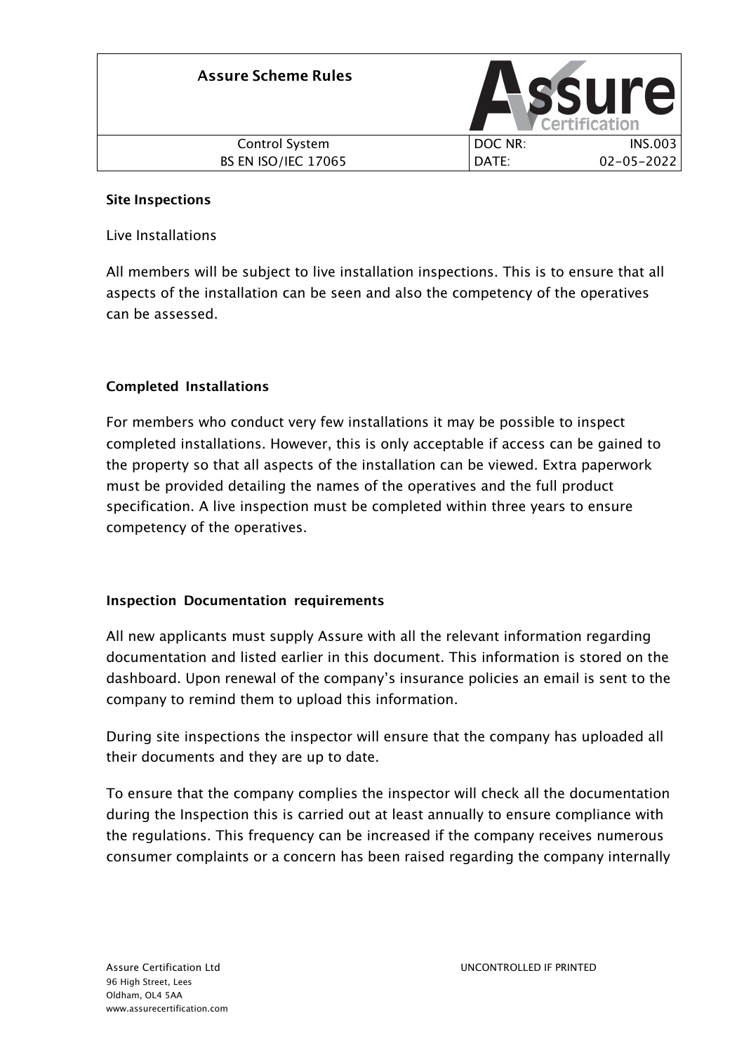**Site Inspections**

Live Installations

All members will be subject to live installation inspections. This is to ensure that all aspects of the installation can be seen and also the competency of the operatives can be assessed.

**Completed Installations**

For members who conduct very few installations it may be possible to inspect completed installations. However, this is only acceptable if access can be gained to the property so that all aspects of the installation can be viewed. Extra paperwork must be provided detailing the names of the operatives and the full product specification. A live inspection must be completed within three years to ensure competency of the operatives.

**Inspection Documentation requirements**

All new applicants must supply Assure with all the relevant information regarding documentation and listed earlier in this document. This information is stored on the dashboard. Upon renewal of the company's insurance policies an email is sent to the company to remind them to upload this information.

During site inspections the inspector will ensure that the company has uploaded all their documents and they are up to date.

To ensure that the company complies the inspector will check all the documentation during the Inspection this is carried out at least annually to ensure compliance with the regulations. This frequency can be increased if the company receives numerous consumer complaints or a concern has been raised regarding the company internally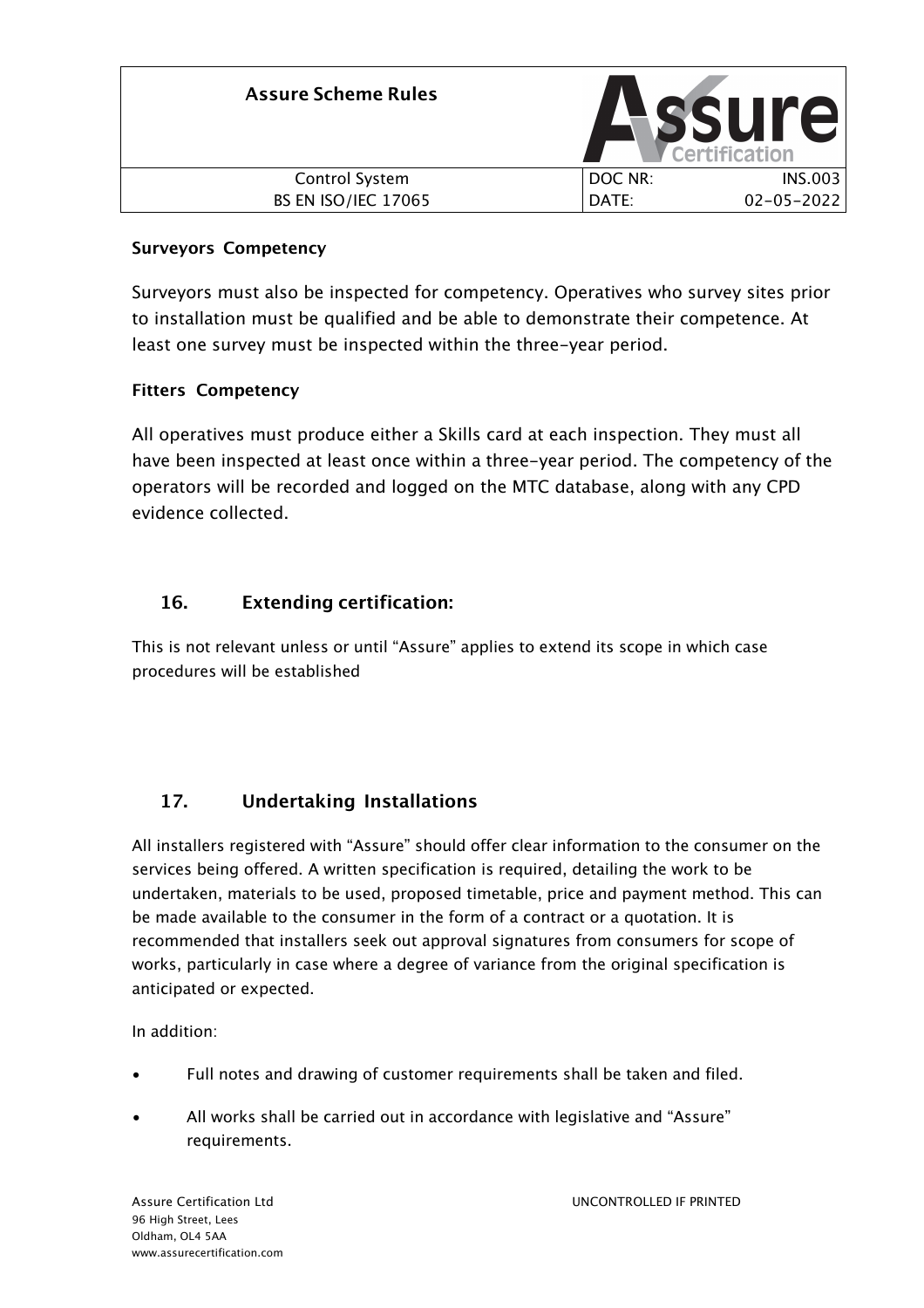**Surveyors Competency**

Surveyors must also be inspected for competency. Operatives who survey sites prior to installation must be qualified and be able to demonstrate their competence. At least one survey must be inspected within the three-year period.

**Fitters Competency**

All operatives must produce either a Skills card at each inspection. They must all have been inspected at least once within a three-year period. The competency of the operators will be recorded and logged on the MTC database, along with any CPD evidence collected.

## 16. Extending certification:

This is not relevant unless or until "Assure" applies to extend its scope in which case procedures will be established

## 17. Undertaking Installations

All installers registered with "Assure" should offer clear information to the consumer on the services being offered. A written specification is required, detailing the work to be undertaken, materials to be used, proposed timetable, price and payment method. This can be made available to the consumer in the form of a contract or a quotation. It is recommended that installers seek out approval signatures from consumers for scope of works, particularly in case where a degree of variance from the original specification is anticipated or expected.

In addition:

- Full notes and drawing of customer requirements shall be taken and filed.
- All works shall be carried out in accordance with legislative and "Assure" requirements.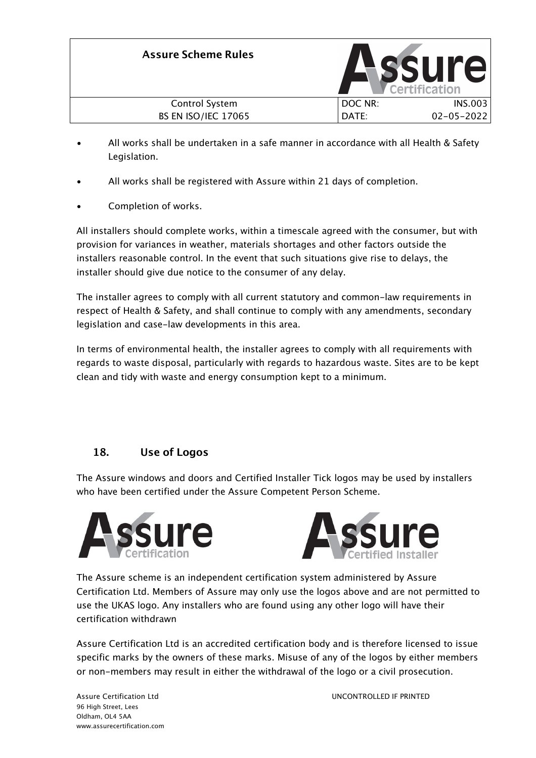- All works shall be undertaken in a safe manner in accordance with all Health & Safety Legislation.
- All works shall be registered with Assure within 21 days of completion.
- Completion of works.

All installers should complete works, within a timescale agreed with the consumer, but with provision for variances in weather, materials shortages and other factors outside the installers reasonable control. In the event that such situations give rise to delays, the installer should give due notice to the consumer of any delay.

The installer agrees to comply with all current statutory and common-law requirements in respect of Health & Safety, and shall continue to comply with any amendments, secondary legislation and case-law developments in this area.

In terms of environmental health, the installer agrees to comply with all requirements with regards to waste disposal, particularly with regards to hazardous waste. Sites are to be kept clean and tidy with waste and energy consumption kept to a minimum.

## 18. Use of Logos

The Assure windows and doors and Certified Installer Tick logos may be used by installers who have been certified under the Assure Competent Person Scheme.

The Assure scheme is an independent certification system administered by Assure Certification Ltd. Members of Assure may only use the logos above and are not permitted to use the UKAS logo. Any installers who are found using any other logo will have their certification withdrawn

Assure Certification Ltd is an accredited certification body and is therefore licensed to issue specific marks by the owners of these marks. Misuse of any of the logos by either members or non-members may result in either the withdrawal of the logo or a civil prosecution.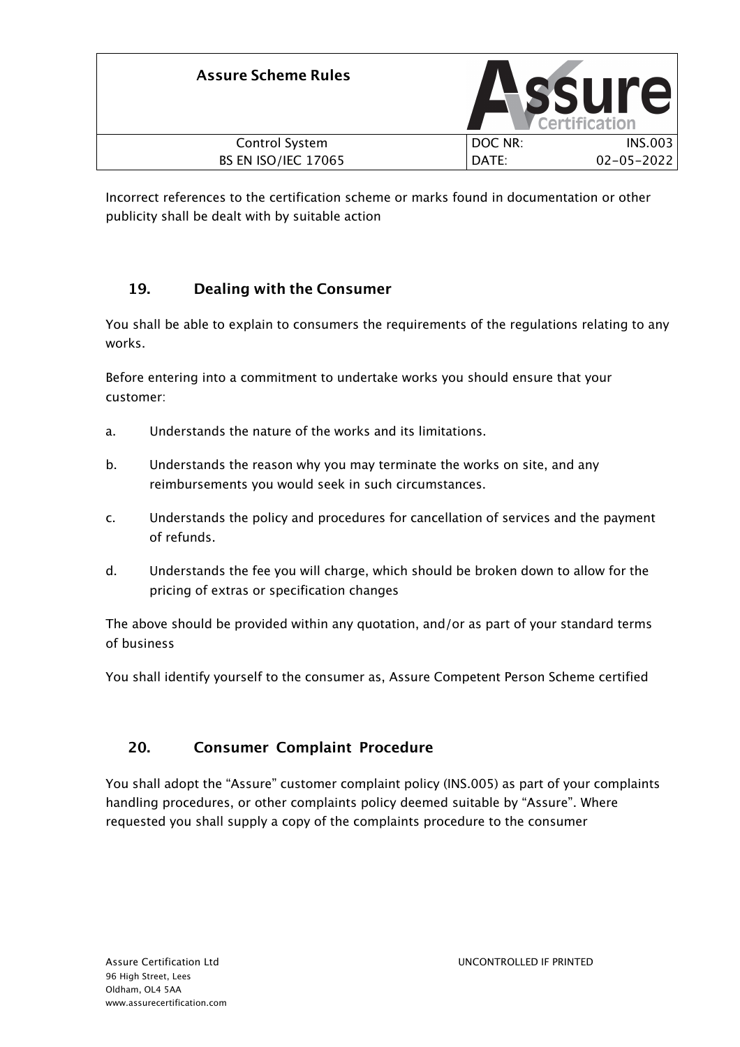Incorrect references to the certification scheme or marks found in documentation or other publicity shall be dealt with by suitable action

## 19. Dealing with the Consumer

You shall be able to explain to consumers the requirements of the regulations relating to any works.

Before entering into a commitment to undertake works you should ensure that your customer:

a. Understands the nature of the works and its limitations.

b. Understands the reason why you may terminate the works on site, and any reimbursements you would seek in such circumstances.

c. Understands the policy and procedures for cancellation of services and the payment of refunds.

d. Understands the fee you will charge, which should be broken down to allow for the pricing of extras or specification changes

The above should be provided within any quotation, and/or as part of your standard terms of business

You shall identify yourself to the consumer as, Assure Competent Person Scheme certified

## 20. Consumer Complaint Procedure

You shall adopt the "Assure" customer complaint policy (INS.005) as part of your complaints handling procedures, or other complaints policy deemed suitable by "Assure". Where requested you shall supply a copy of the complaints procedure to the consumer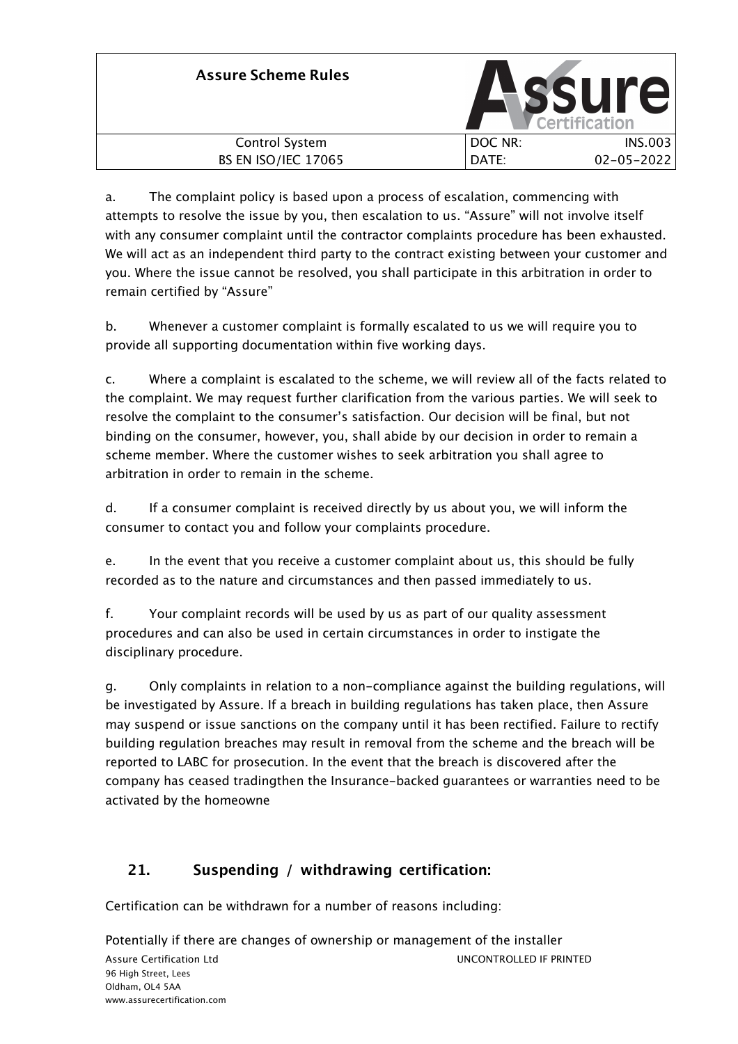a. The complaint policy is based upon a process of escalation, commencing with attempts to resolve the issue by you, then escalation to us. "Assure" will not involve itself with any consumer complaint until the contractor complaints procedure has been exhausted. We will act as an independent third party to the contract existing between your customer and you. Where the issue cannot be resolved, you shall participate in this arbitration in order to remain certified by "Assure"

b. Whenever a customer complaint is formally escalated to us we will require you to provide all supporting documentation within five working days.

c. Where a complaint is escalated to the scheme, we will review all of the facts related to the complaint. We may request further clarification from the various parties. We will seek to resolve the complaint to the consumer's satisfaction. Our decision will be final, but not binding on the consumer, however, you, shall abide by our decision in order to remain a scheme member. Where the customer wishes to seek arbitration you shall agree to arbitration in order to remain in the scheme.

d. If a consumer complaint is received directly by us about you, we will inform the consumer to contact you and follow your complaints procedure.

e. In the event that you receive a customer complaint about us, this should be fully recorded as to the nature and circumstances and then passed immediately to us.

f. Your complaint records will be used by us as part of our quality assessment procedures and can also be used in certain circumstances in order to instigate the disciplinary procedure.

g. Only complaints in relation to a non-compliance against the building regulations, will be investigated by Assure. If a breach in building regulations has taken place, then Assure may suspend or issue sanctions on the company until it has been rectified. Failure to rectify building regulation breaches may result in removal from the scheme and the breach will be reported to LABC for prosecution. In the event that the breach is discovered after the company has ceased tradingthen the Insurance-backed guarantees or warranties need to be activated by the homeowne

## 21. Suspending / withdrawing certification:

Certification can be withdrawn for a number of reasons including:

Potentially if there are changes of ownership or management of the installer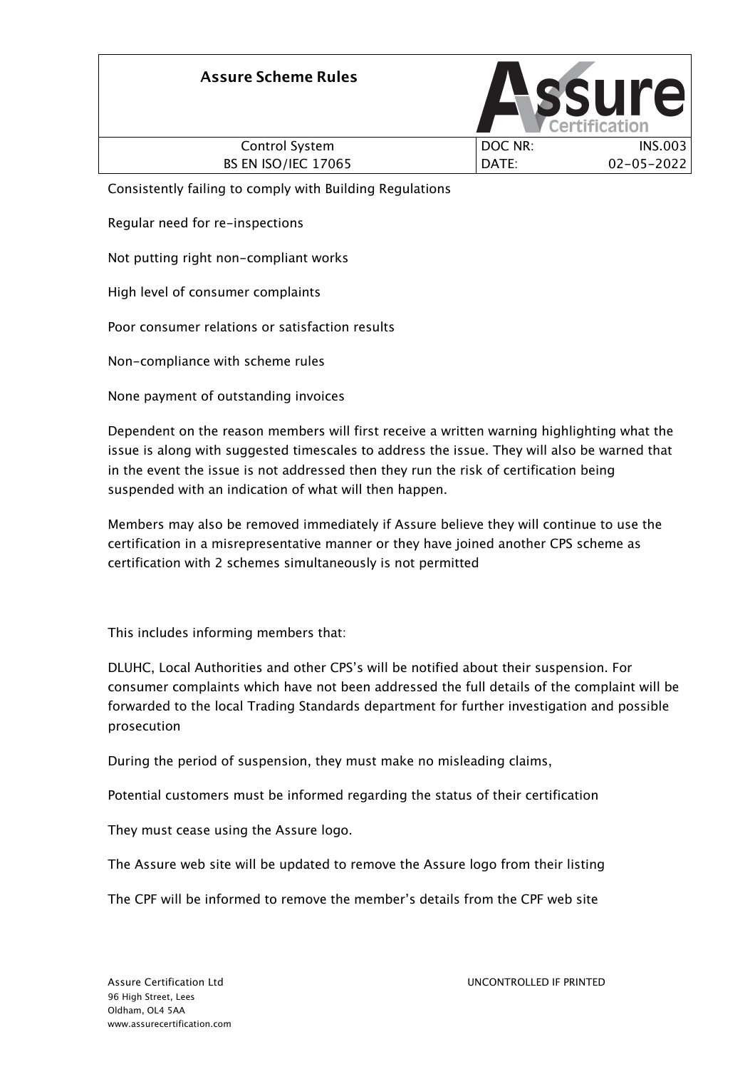Consistently failing to comply with Building Regulations

Regular need for re-inspections

Not putting right non-compliant works

High level of consumer complaints

Poor consumer relations or satisfaction results

Non-compliance with scheme rules

None payment of outstanding invoices

Dependent on the reason members will first receive a written warning highlighting what the issue is along with suggested timescales to address the issue. They will also be warned that in the event the issue is not addressed then they run the risk of certification being suspended with an indication of what will then happen.

Members may also be removed immediately if Assure believe they will continue to use the certification in a misrepresentative manner or they have joined another CPS scheme as certification with 2 schemes simultaneously is not permitted

This includes informing members that:

DLUHC, Local Authorities and other CPS's will be notified about their suspension. For consumer complaints which have not been addressed the full details of the complaint will be forwarded to the local Trading Standards department for further investigation and possible prosecution

During the period of suspension, they must make no misleading claims,

Potential customers must be informed regarding the status of their certification

They must cease using the Assure logo.

The Assure web site will be updated to remove the Assure logo from their listing

The CPF will be informed to remove the member's details from the CPF web site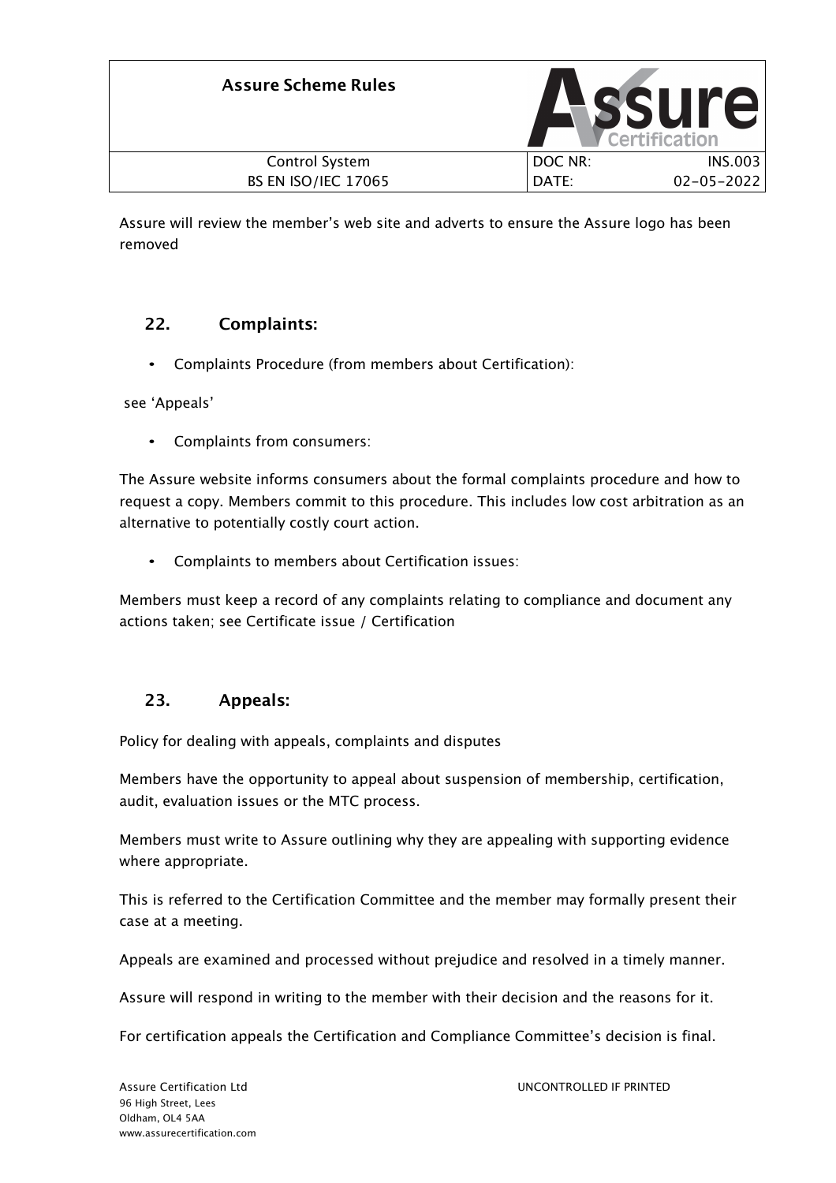Assure will review the member's web site and adverts to ensure the Assure logo has been removed

## 22. Complaints:

- Complaints Procedure (from members about Certification):

see 'Appeals'

- Complaints from consumers:

The Assure website informs consumers about the formal complaints procedure and how to request a copy. Members commit to this procedure. This includes low cost arbitration as an alternative to potentially costly court action.

- Complaints to members about Certification issues:

Members must keep a record of any complaints relating to compliance and document any actions taken; see Certificate issue / Certification

## 23. Appeals:

Policy for dealing with appeals, complaints and disputes

Members have the opportunity to appeal about suspension of membership, certification, audit, evaluation issues or the MTC process.

Members must write to Assure outlining why they are appealing with supporting evidence where appropriate.

This is referred to the Certification Committee and the member may formally present their case at a meeting.

Appeals are examined and processed without prejudice and resolved in a timely manner.

Assure will respond in writing to the member with their decision and the reasons for it.

For certification appeals the Certification and Compliance Committee's decision is final.